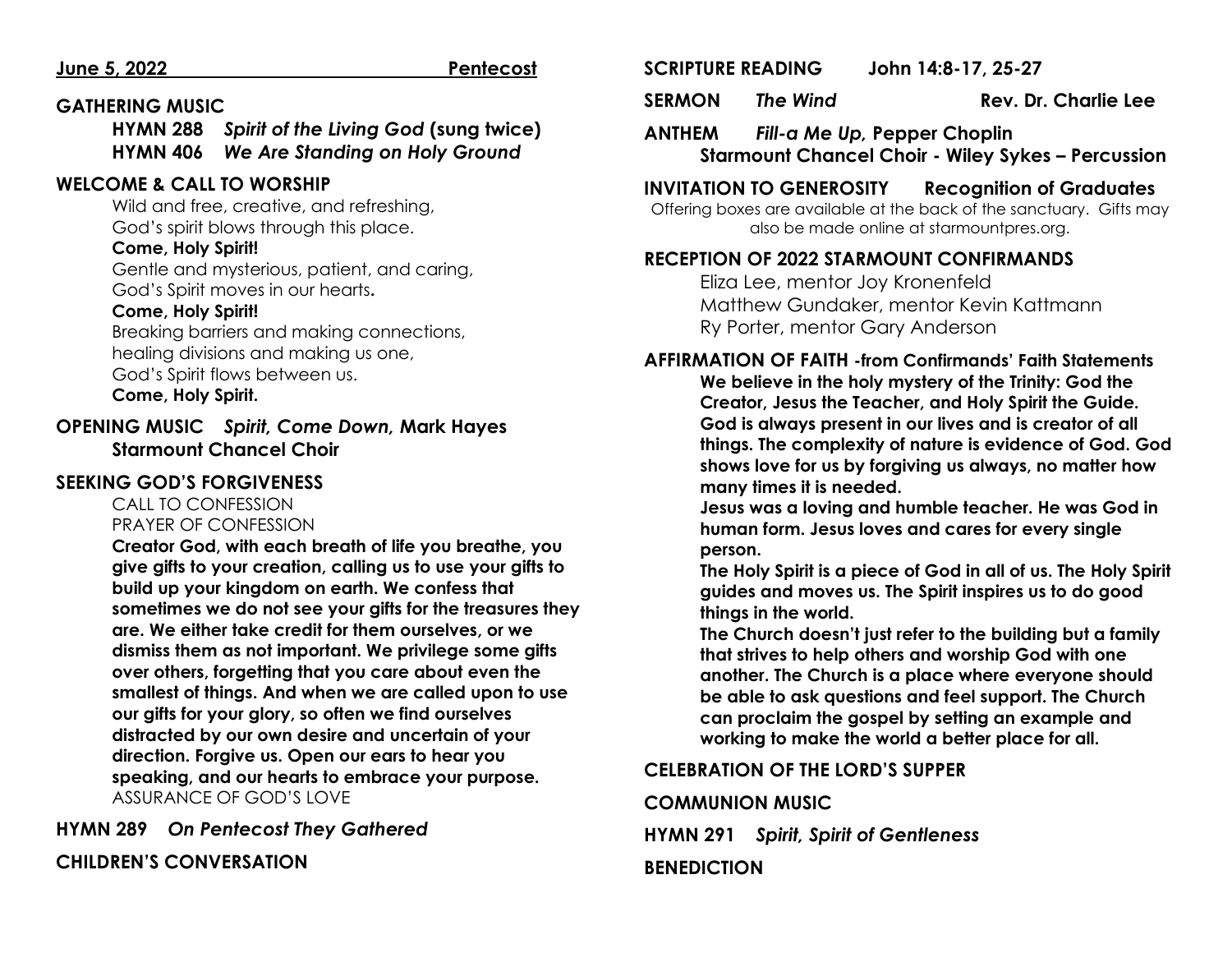**June 5, 2022 Pentecost**

## GATHERING MUSIC

**HYMN 288** ***Spirit of the Living God*** **(sung twice)**
**HYMN 406** ***We Are Standing on Holy Ground***

## WELCOME & CALL TO WORSHIP

Wild and free, creative, and refreshing,
God's spirit blows through this place.
**Come, Holy Spirit!**
Gentle and mysterious, patient, and caring,
God's Spirit moves in our hearts**.**
**Come, Holy Spirit!**
Breaking barriers and making connections,
healing divisions and making us one,
God's Spirit flows between us.
**Come, Holy Spirit.**

## OPENING MUSIC *Spirit, Come Down,* Mark Hayes

**Starmount Chancel Choir**

## SEEKING GOD'S FORGIVENESS

CALL TO CONFESSION
PRAYER OF CONFESSION

**Creator God, with each breath of life you breathe, you give gifts to your creation, calling us to use your gifts to build up your kingdom on earth. We confess that sometimes we do not see your gifts for the treasures they are. We either take credit for them ourselves, or we dismiss them as not important. We privilege some gifts over others, forgetting that you care about even the smallest of things. And when we are called upon to use our gifts for your glory, so often we find ourselves distracted by our own desire and uncertain of your direction. Forgive us. Open our ears to hear you speaking, and our hearts to embrace your purpose.**

ASSURANCE OF GOD'S LOVE

## HYMN 289 *On Pentecost They Gathered*

## CHILDREN'S CONVERSATION

## SCRIPTURE READING John 14:8-17, 25-27

## SERMON *The Wind* Rev. Dr. Charlie Lee

## ANTHEM *Fill-a Me Up,* Pepper Choplin

**Starmount Chancel Choir - Wiley Sykes – Percussion**

## INVITATION TO GENEROSITY Recognition of Graduates

Offering boxes are available at the back of the sanctuary. Gifts may also be made online at starmountpres.org.

## RECEPTION OF 2022 STARMOUNT CONFIRMANDS

Eliza Lee, mentor Joy Kronenfeld
Matthew Gundaker, mentor Kevin Kattmann
Ry Porter, mentor Gary Anderson

## AFFIRMATION OF FAITH -from Confirmands' Faith Statements

**We believe in the holy mystery of the Trinity: God the Creator, Jesus the Teacher, and Holy Spirit the Guide. God is always present in our lives and is creator of all things. The complexity of nature is evidence of God. God shows love for us by forgiving us always, no matter how many times it is needed.**

**Jesus was a loving and humble teacher. He was God in human form. Jesus loves and cares for every single person.**

**The Holy Spirit is a piece of God in all of us. The Holy Spirit guides and moves us. The Spirit inspires us to do good things in the world.**

**The Church doesn't just refer to the building but a family that strives to help others and worship God with one another. The Church is a place where everyone should be able to ask questions and feel support. The Church can proclaim the gospel by setting an example and working to make the world a better place for all.**

## CELEBRATION OF THE LORD'S SUPPER

## COMMUNION MUSIC

## HYMN 291 *Spirit, Spirit of Gentleness*

## BENEDICTION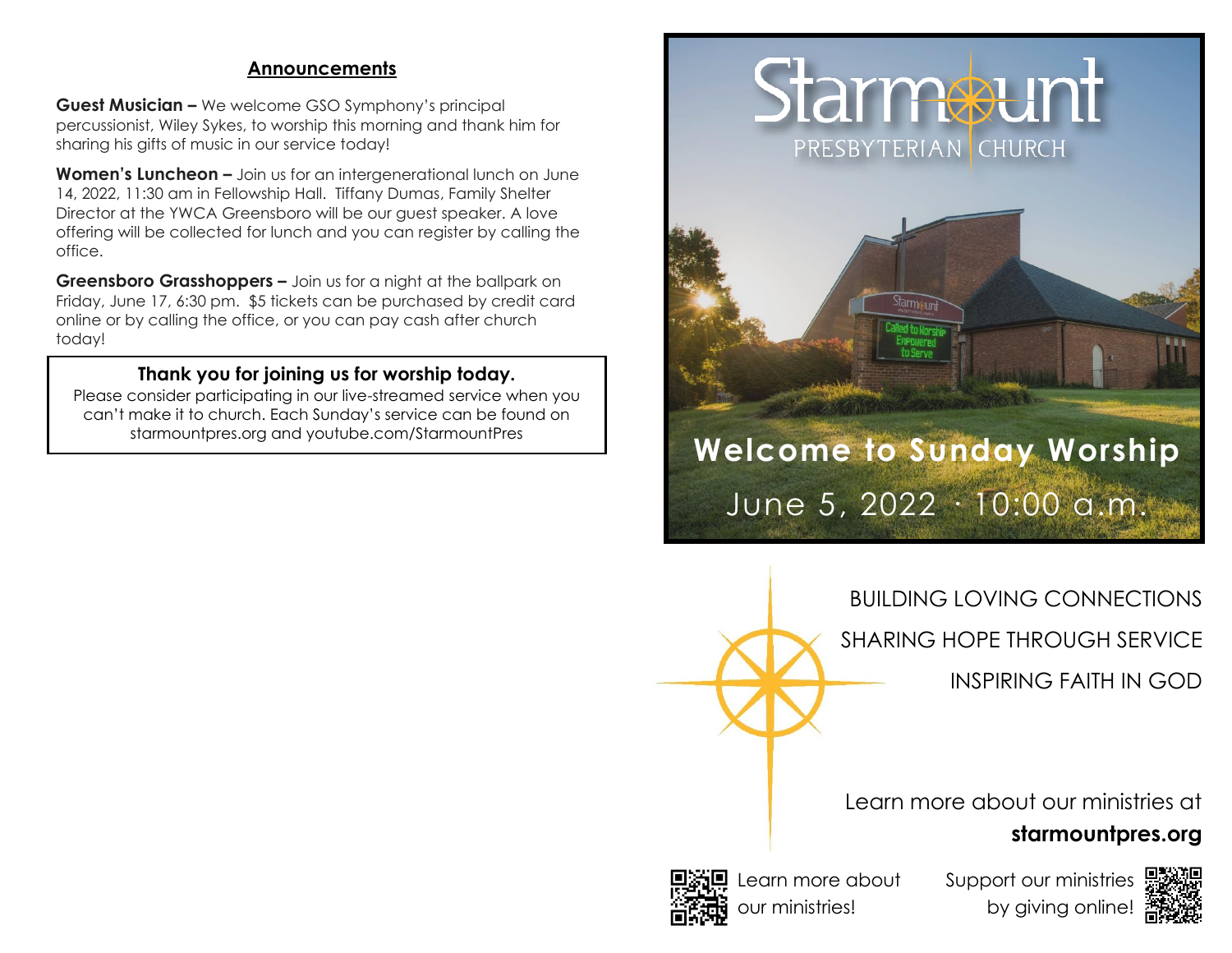## Announcements

**Guest Musician –** We welcome GSO Symphony's principal percussionist, Wiley Sykes, to worship this morning and thank him for sharing his gifts of music in our service today!

**Women's Luncheon –** Join us for an intergenerational lunch on June 14, 2022, 11:30 am in Fellowship Hall. Tiffany Dumas, Family Shelter Director at the YWCA Greensboro will be our guest speaker. A love offering will be collected for lunch and you can register by calling the office.

**Greensboro Grasshoppers –** Join us for a night at the ballpark on Friday, June 17, 6:30 pm. $5 tickets can be purchased by credit card online or by calling the office, or you can pay cash after church today!

**Thank you for joining us for worship today.**
Please consider participating in our live-streamed service when you can't make it to church. Each Sunday's service can be found on starmountpres.org and youtube.com/StarmountPres

# Starmount

PRESBYTERIAN CHURCH

**Welcome to Sunday Worship**

June 5, 2022 · 10:00 a.m.

BUILDING LOVING CONNECTIONS

SHARING HOPE THROUGH SERVICE

INSPIRING FAITH IN GOD

Learn more about our ministries at
**starmountpres.org**

Learn more about our ministries!

Support our ministries by giving online!